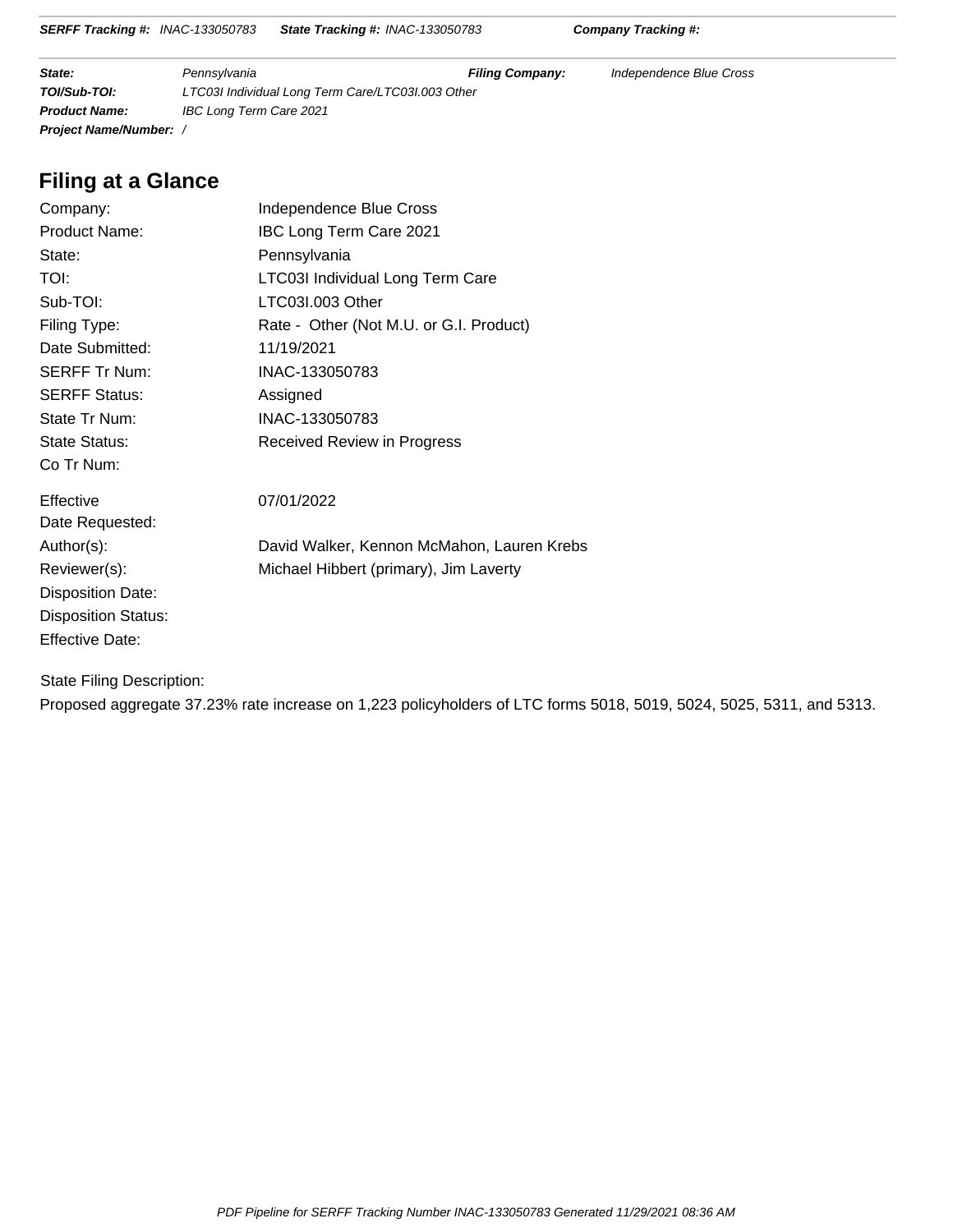**SERFF Tracking #:** INAC-133050783 **State Tracking #:** INAC-133050783 **Company Tracking #:**

| | | | |
|---|---|---|---|
| **State:** | Pennsylvania | **Filing Company:** | Independence Blue Cross |
| **TOI/Sub-TOI:** | LTC03I Individual Long Term Care/LTC03I.003 Other | | |
| **Product Name:** | IBC Long Term Care 2021 | | |
| **Project Name/Number:** | / | | |

## Filing at a Glance

| | |
|---|---|
| Company: | Independence Blue Cross |
| Product Name: | IBC Long Term Care 2021 |
| State: | Pennsylvania |
| TOI: | LTC03I Individual Long Term Care |
| Sub-TOI: | LTC03I.003 Other |
| Filing Type: | Rate - Other (Not M.U. or G.I. Product) |
| Date Submitted: | 11/19/2021 |
| SERFF Tr Num: | INAC-133050783 |
| SERFF Status: | Assigned |
| State Tr Num: | INAC-133050783 |
| State Status: | Received Review in Progress |
| Co Tr Num: | |
| Effective Date Requested: | 07/01/2022 |
| Author(s): | David Walker, Kennon McMahon, Lauren Krebs |
| Reviewer(s): | Michael Hibbert (primary), Jim Laverty |
| Disposition Date: | |
| Disposition Status: | |
| Effective Date: | |

State Filing Description:

Proposed aggregate 37.23% rate increase on 1,223 policyholders of LTC forms 5018, 5019, 5024, 5025, 5311, and 5313.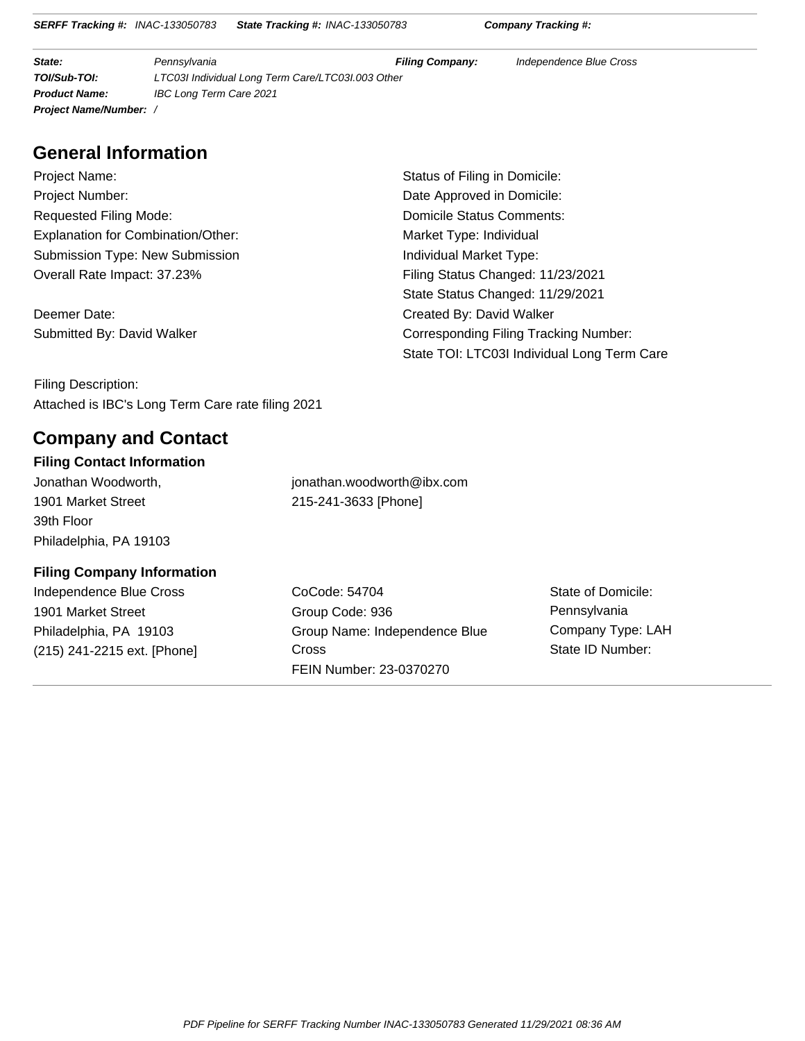**SERFF Tracking #:** INAC-133050783 **State Tracking #:** INAC-133050783 **Company Tracking #:**

| | | | |
|---|---|---|---|
| **State:** | Pennsylvania | **Filing Company:** | Independence Blue Cross |
| **TOI/Sub-TOI:** | LTC03I Individual Long Term Care/LTC03I.003 Other | | |
| **Product Name:** | IBC Long Term Care 2021 | | |
| **Project Name/Number:** | / | | |

## General Information

Project Name:
Project Number:
Requested Filing Mode:
Explanation for Combination/Other:
Submission Type: New Submission
Overall Rate Impact: 37.23%

Deemer Date:
Submitted By: David Walker

Status of Filing in Domicile:
Date Approved in Domicile:
Domicile Status Comments:
Market Type: Individual
Individual Market Type:
Filing Status Changed: 11/23/2021
State Status Changed: 11/29/2021
Created By: David Walker
Corresponding Filing Tracking Number:
State TOI: LTC03I Individual Long Term Care

Filing Description:
Attached is IBC's Long Term Care rate filing 2021

## Company and Contact

### Filing Contact Information

Jonathan Woodworth,
1901 Market Street
39th Floor
Philadelphia, PA 19103

jonathan.woodworth@ibx.com
215-241-3633 [Phone]

### Filing Company Information

Independence Blue Cross
1901 Market Street
Philadelphia, PA 19103
(215) 241-2215 ext. [Phone]

CoCode: 54704
Group Code: 936
Group Name: Independence Blue Cross
FEIN Number: 23-0370270

State of Domicile: Pennsylvania
Company Type: LAH
State ID Number: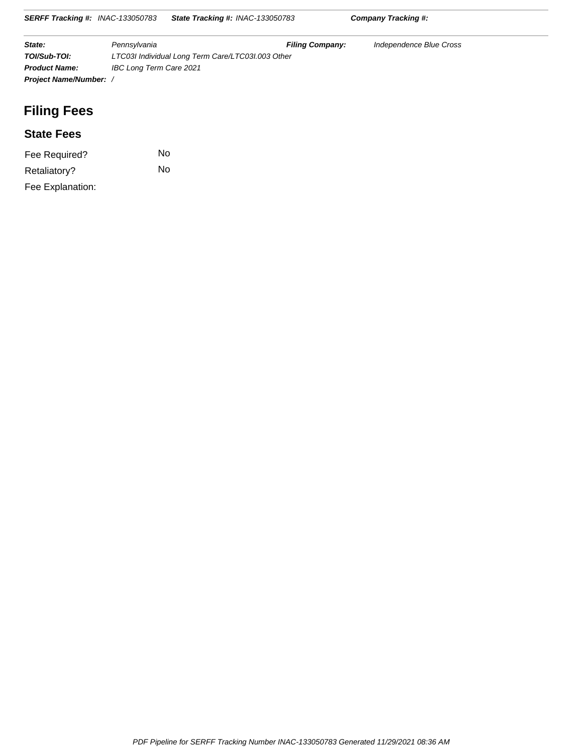**SERFF Tracking #:** *INAC-133050783* **State Tracking #:** *INAC-133050783* **Company Tracking #:**

| | | | |
|---|---|---|---|
| ***State:*** | *Pennsylvania* | ***Filing Company:*** | *Independence Blue Cross* |
| ***TOI/Sub-TOI:*** | *LTC03I Individual Long Term Care/LTC03I.003 Other* | | |
| ***Product Name:*** | *IBC Long Term Care 2021* | | |
| ***Project Name/Number:*** | */* | | |

# Filing Fees

## State Fees

| | |
|---|---|
| Fee Required? | No |
| Retaliatory? | No |
| Fee Explanation: | |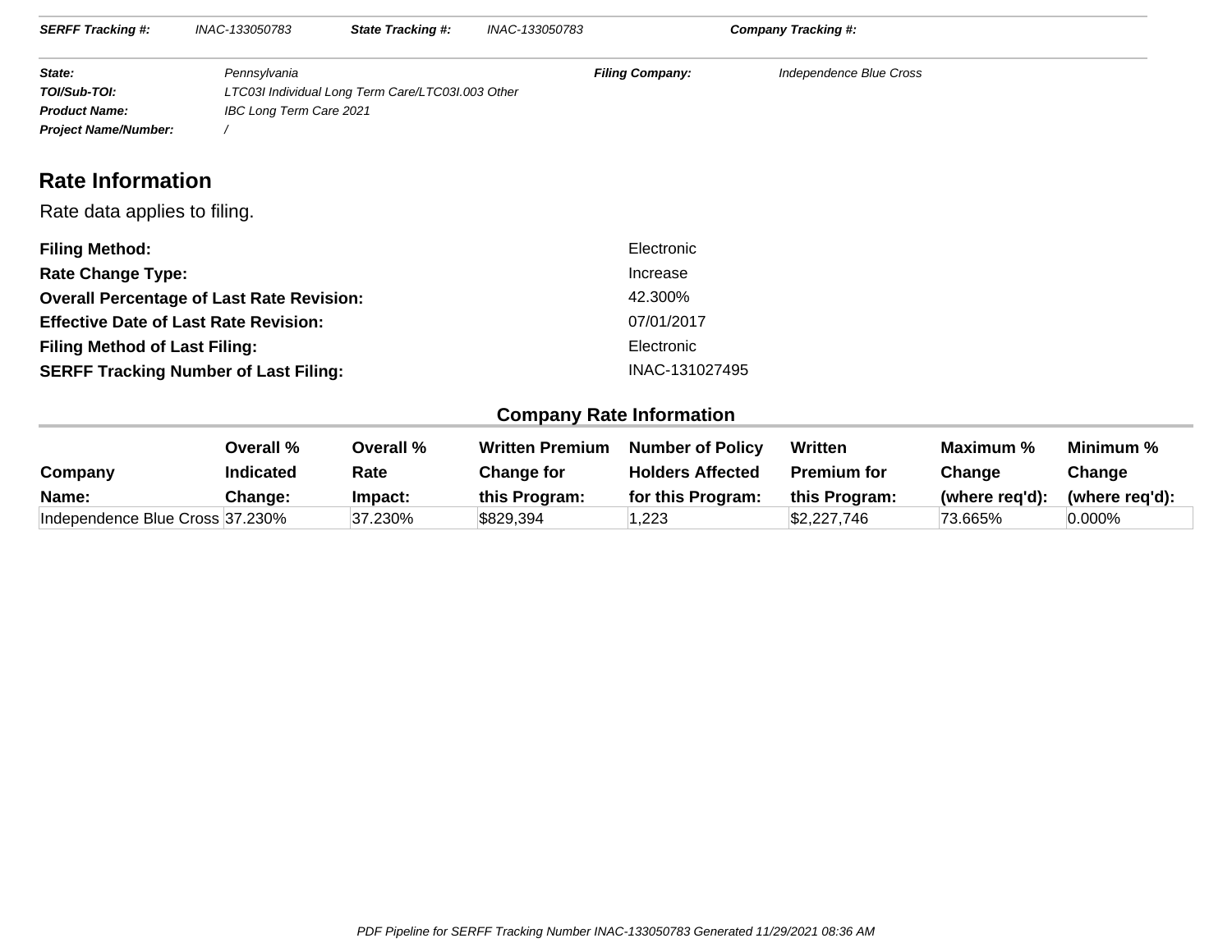| | | | | |
|---|---|---|---|---|
| **SERFF Tracking #:** | INAC-133050783 | **State Tracking #:** | INAC-133050783 | **Company Tracking #:** |

| | | | |
|---|---|---|---|
| **State:** | Pennsylvania | **Filing Company:** | Independence Blue Cross |
| **TOI/Sub-TOI:** | LTC03I Individual Long Term Care/LTC03I.003 Other | | |
| **Product Name:** | IBC Long Term Care 2021 | | |
| **Project Name/Number:** | / | | |

## Rate Information

Rate data applies to filing.

| | |
|---|---|
| **Filing Method:** | Electronic |
| **Rate Change Type:** | Increase |
| **Overall Percentage of Last Rate Revision:** | 42.300% |
| **Effective Date of Last Rate Revision:** | 07/01/2017 |
| **Filing Method of Last Filing:** | Electronic |
| **SERFF Tracking Number of Last Filing:** | INAC-131027495 |

### Company Rate Information

| Company Name: | Overall % Indicated Change: | Overall % Rate Impact: | Written Premium Change for this Program: | Number of Policy Holders Affected for this Program: | Written Premium for this Program: | Maximum % Change (where req'd): | Minimum % Change (where req'd): |
|---|---|---|---|---|---|---|---|
| Independence Blue Cross | 37.230% | 37.230% | $829,394 | 1,223 | $2,227,746 | 73.665% | 0.000% |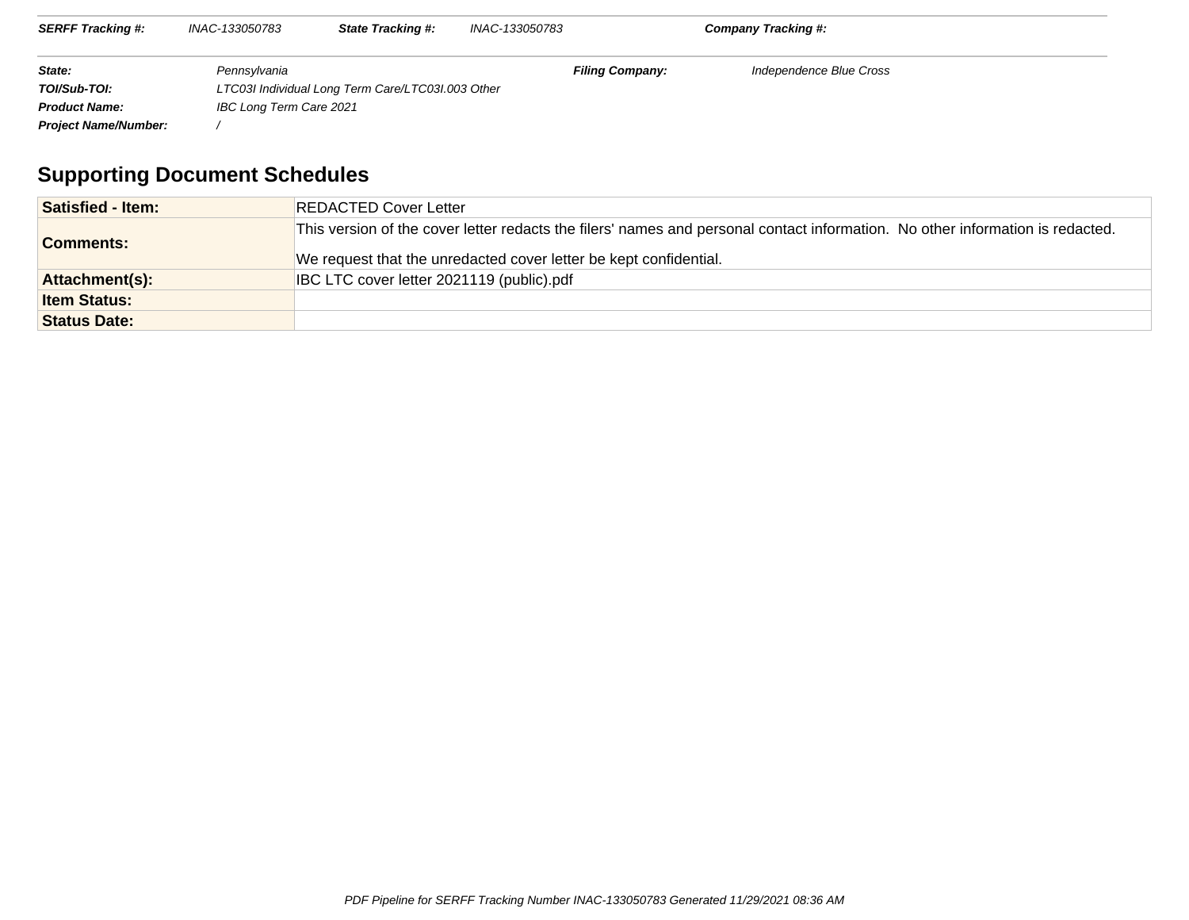| **SERFF Tracking #:** | INAC-133050783 | **State Tracking #:** | INAC-133050783 | **Company Tracking #:** | |
|---|---|---|---|---|---|

| | | | |
|---|---|---|---|
| **State:** | Pennsylvania | **Filing Company:** | Independence Blue Cross |
| **TOI/Sub-TOI:** | LTC03I Individual Long Term Care/LTC03I.003 Other | | |
| **Product Name:** | IBC Long Term Care 2021 | | |
| **Project Name/Number:** | / | | |

## Supporting Document Schedules

| | |
|---|---|
| **Satisfied - Item:** | REDACTED Cover Letter |
| **Comments:** | This version of the cover letter redacts the filers' names and personal contact information. No other information is redacted.<br><br>We request that the unredacted cover letter be kept confidential. |
| **Attachment(s):** | IBC LTC cover letter 2021119 (public).pdf |
| **Item Status:** | |
| **Status Date:** | |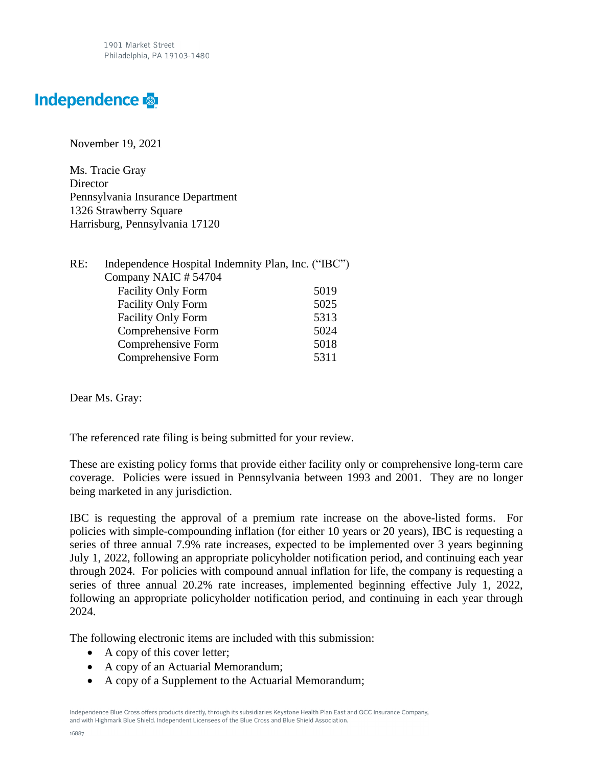1901 Market Street
Philadelphia, PA 19103-1480

**Independence**

November 19, 2021

Ms. Tracie Gray
Director
Pennsylvania Insurance Department
1326 Strawberry Square
Harrisburg, Pennsylvania 17120

RE: Independence Hospital Indemnity Plan, Inc. ("IBC")
Company NAIC # 54704

| | |
|---|---|
| Facility Only Form | 5019 |
| Facility Only Form | 5025 |
| Facility Only Form | 5313 |
| Comprehensive Form | 5024 |
| Comprehensive Form | 5018 |
| Comprehensive Form | 5311 |

Dear Ms. Gray:

The referenced rate filing is being submitted for your review.

These are existing policy forms that provide either facility only or comprehensive long-term care coverage. Policies were issued in Pennsylvania between 1993 and 2001. They are no longer being marketed in any jurisdiction.

IBC is requesting the approval of a premium rate increase on the above-listed forms. For policies with simple-compounding inflation (for either 10 years or 20 years), IBC is requesting a series of three annual 7.9% rate increases, expected to be implemented over 3 years beginning July 1, 2022, following an appropriate policyholder notification period, and continuing each year through 2024. For policies with compound annual inflation for life, the company is requesting a series of three annual 20.2% rate increases, implemented beginning effective July 1, 2022, following an appropriate policyholder notification period, and continuing in each year through 2024.

The following electronic items are included with this submission:

- A copy of this cover letter;
- A copy of an Actuarial Memorandum;
- A copy of a Supplement to the Actuarial Memorandum;

Independence Blue Cross offers products directly, through its subsidiaries Keystone Health Plan East and QCC Insurance Company, and with Highmark Blue Shield. Independent Licensees of the Blue Cross and Blue Shield Association.

16887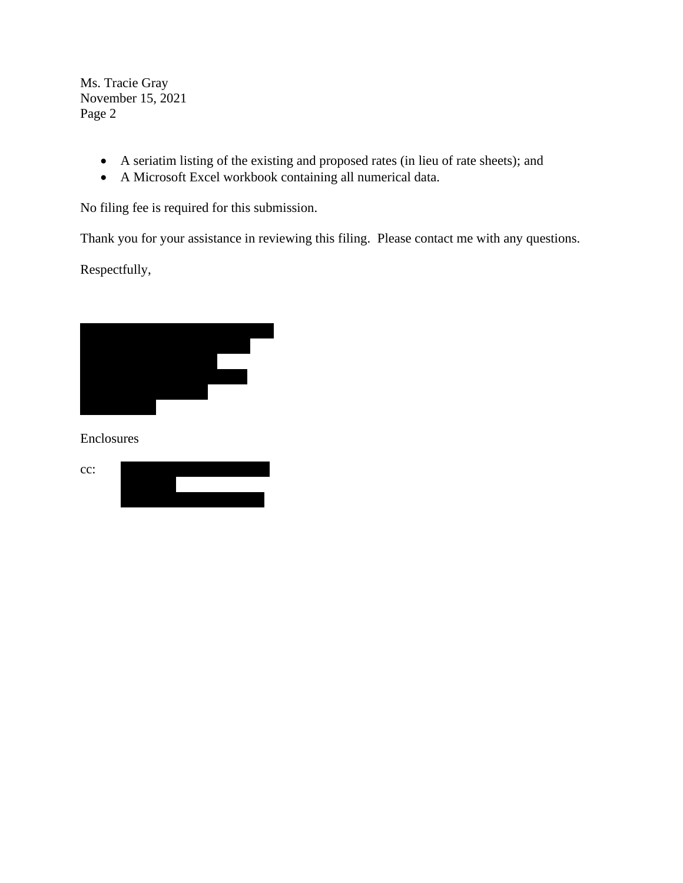- A seriatim listing of the existing and proposed rates (in lieu of rate sheets); and
- A Microsoft Excel workbook containing all numerical data.

No filing fee is required for this submission.

Thank you for your assistance in reviewing this filing. Please contact me with any questions.

Respectfully,

Enclosures

cc: